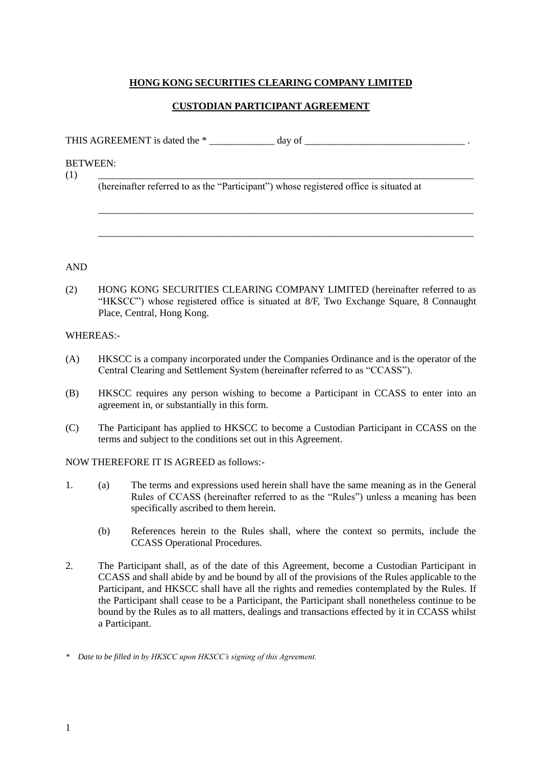**HONG KONG SECURITIES CLEARING COMPANY LIMITED**

**CUSTODIAN PARTICIPANT AGREEMENT**

THIS AGREEMENT is dated the * _____________ day of ________________________________ .

BETWEEN:

(1) ____________________________________________________________________________

(hereinafter referred to as the "Participant") whose registered office is situated at

____________________________________________________________________________

____________________________________________________________________________

AND

(2) HONG KONG SECURITIES CLEARING COMPANY LIMITED (hereinafter referred to as "HKSCC") whose registered office is situated at 8/F, Two Exchange Square, 8 Connaught Place, Central, Hong Kong.

WHEREAS:-

(A) HKSCC is a company incorporated under the Companies Ordinance and is the operator of the Central Clearing and Settlement System (hereinafter referred to as "CCASS").

(B) HKSCC requires any person wishing to become a Participant in CCASS to enter into an agreement in, or substantially in this form.

(C) The Participant has applied to HKSCC to become a Custodian Participant in CCASS on the terms and subject to the conditions set out in this Agreement.

NOW THEREFORE IT IS AGREED as follows:-

1. (a) The terms and expressions used herein shall have the same meaning as in the General Rules of CCASS (hereinafter referred to as the "Rules") unless a meaning has been specifically ascribed to them herein.

   (b) References herein to the Rules shall, where the context so permits, include the CCASS Operational Procedures.

2. The Participant shall, as of the date of this Agreement, become a Custodian Participant in CCASS and shall abide by and be bound by all of the provisions of the Rules applicable to the Participant, and HKSCC shall have all the rights and remedies contemplated by the Rules. If the Participant shall cease to be a Participant, the Participant shall nonetheless continue to be bound by the Rules as to all matters, dealings and transactions effected by it in CCASS whilst a Participant.

\* *Date to be filled in by HKSCC upon HKSCC's signing of this Agreement.*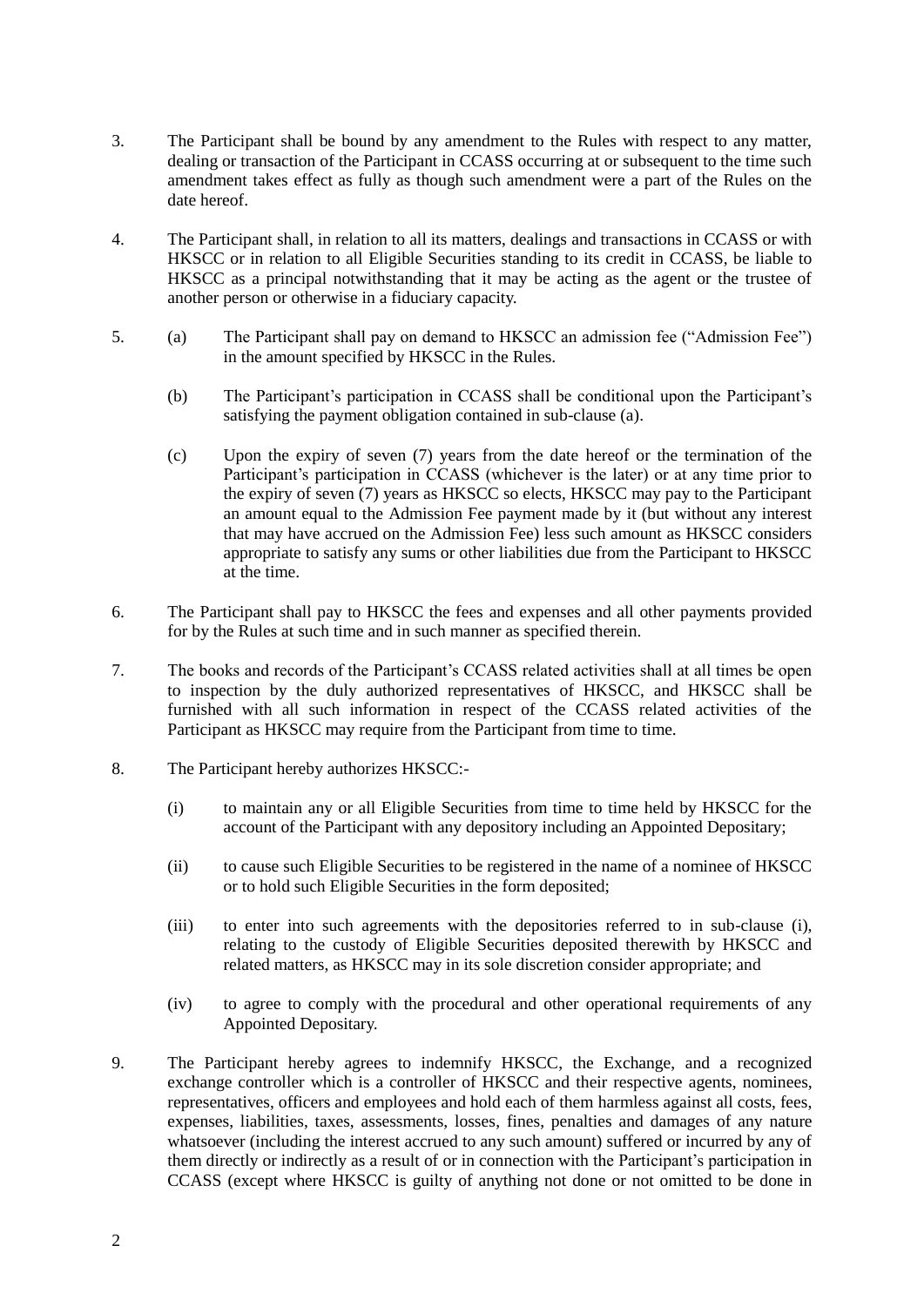3. The Participant shall be bound by any amendment to the Rules with respect to any matter, dealing or transaction of the Participant in CCASS occurring at or subsequent to the time such amendment takes effect as fully as though such amendment were a part of the Rules on the date hereof.

4. The Participant shall, in relation to all its matters, dealings and transactions in CCASS or with HKSCC or in relation to all Eligible Securities standing to its credit in CCASS, be liable to HKSCC as a principal notwithstanding that it may be acting as the agent or the trustee of another person or otherwise in a fiduciary capacity.

5. (a) The Participant shall pay on demand to HKSCC an admission fee ("Admission Fee") in the amount specified by HKSCC in the Rules.

   (b) The Participant's participation in CCASS shall be conditional upon the Participant's satisfying the payment obligation contained in sub-clause (a).

   (c) Upon the expiry of seven (7) years from the date hereof or the termination of the Participant's participation in CCASS (whichever is the later) or at any time prior to the expiry of seven (7) years as HKSCC so elects, HKSCC may pay to the Participant an amount equal to the Admission Fee payment made by it (but without any interest that may have accrued on the Admission Fee) less such amount as HKSCC considers appropriate to satisfy any sums or other liabilities due from the Participant to HKSCC at the time.

6. The Participant shall pay to HKSCC the fees and expenses and all other payments provided for by the Rules at such time and in such manner as specified therein.

7. The books and records of the Participant's CCASS related activities shall at all times be open to inspection by the duly authorized representatives of HKSCC, and HKSCC shall be furnished with all such information in respect of the CCASS related activities of the Participant as HKSCC may require from the Participant from time to time.

8. The Participant hereby authorizes HKSCC:-

   (i) to maintain any or all Eligible Securities from time to time held by HKSCC for the account of the Participant with any depository including an Appointed Depositary;

   (ii) to cause such Eligible Securities to be registered in the name of a nominee of HKSCC or to hold such Eligible Securities in the form deposited;

   (iii) to enter into such agreements with the depositories referred to in sub-clause (i), relating to the custody of Eligible Securities deposited therewith by HKSCC and related matters, as HKSCC may in its sole discretion consider appropriate; and

   (iv) to agree to comply with the procedural and other operational requirements of any Appointed Depositary.

9. The Participant hereby agrees to indemnify HKSCC, the Exchange, and a recognized exchange controller which is a controller of HKSCC and their respective agents, nominees, representatives, officers and employees and hold each of them harmless against all costs, fees, expenses, liabilities, taxes, assessments, losses, fines, penalties and damages of any nature whatsoever (including the interest accrued to any such amount) suffered or incurred by any of them directly or indirectly as a result of or in connection with the Participant's participation in CCASS (except where HKSCC is guilty of anything not done or not omitted to be done in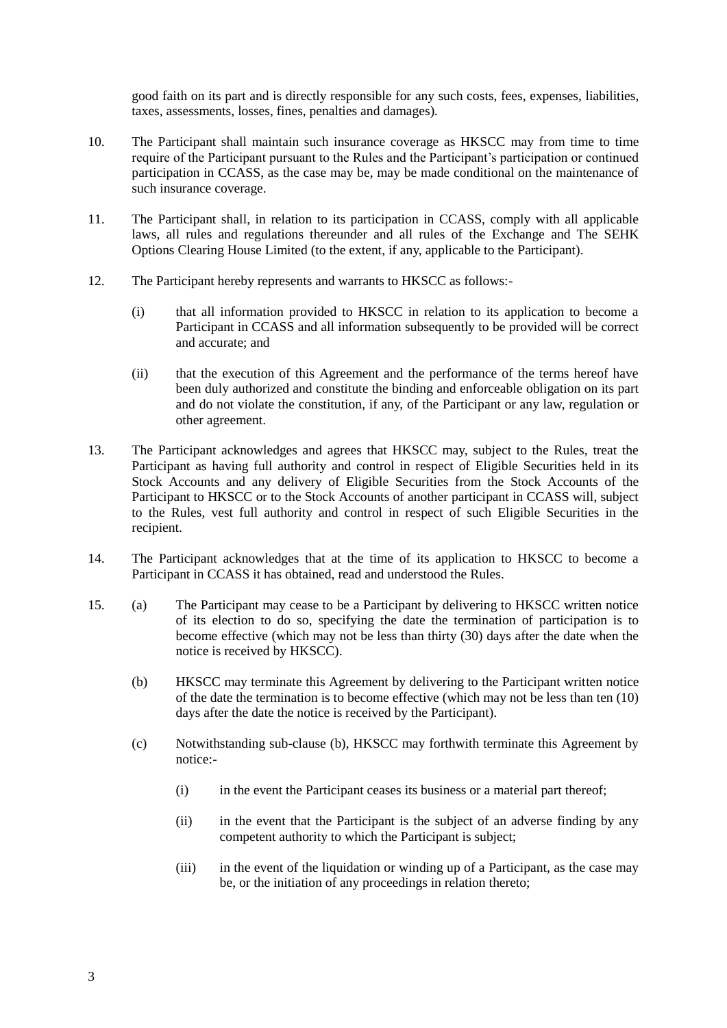good faith on its part and is directly responsible for any such costs, fees, expenses, liabilities, taxes, assessments, losses, fines, penalties and damages).

10. The Participant shall maintain such insurance coverage as HKSCC may from time to time require of the Participant pursuant to the Rules and the Participant's participation or continued participation in CCASS, as the case may be, may be made conditional on the maintenance of such insurance coverage.

11. The Participant shall, in relation to its participation in CCASS, comply with all applicable laws, all rules and regulations thereunder and all rules of the Exchange and The SEHK Options Clearing House Limited (to the extent, if any, applicable to the Participant).

12. The Participant hereby represents and warrants to HKSCC as follows:-

    (i) that all information provided to HKSCC in relation to its application to become a Participant in CCASS and all information subsequently to be provided will be correct and accurate; and

    (ii) that the execution of this Agreement and the performance of the terms hereof have been duly authorized and constitute the binding and enforceable obligation on its part and do not violate the constitution, if any, of the Participant or any law, regulation or other agreement.

13. The Participant acknowledges and agrees that HKSCC may, subject to the Rules, treat the Participant as having full authority and control in respect of Eligible Securities held in its Stock Accounts and any delivery of Eligible Securities from the Stock Accounts of the Participant to HKSCC or to the Stock Accounts of another participant in CCASS will, subject to the Rules, vest full authority and control in respect of such Eligible Securities in the recipient.

14. The Participant acknowledges that at the time of its application to HKSCC to become a Participant in CCASS it has obtained, read and understood the Rules.

15. (a) The Participant may cease to be a Participant by delivering to HKSCC written notice of its election to do so, specifying the date the termination of participation is to become effective (which may not be less than thirty (30) days after the date when the notice is received by HKSCC).

    (b) HKSCC may terminate this Agreement by delivering to the Participant written notice of the date the termination is to become effective (which may not be less than ten (10) days after the date the notice is received by the Participant).

    (c) Notwithstanding sub-clause (b), HKSCC may forthwith terminate this Agreement by notice:-

        (i) in the event the Participant ceases its business or a material part thereof;

        (ii) in the event that the Participant is the subject of an adverse finding by any competent authority to which the Participant is subject;

        (iii) in the event of the liquidation or winding up of a Participant, as the case may be, or the initiation of any proceedings in relation thereto;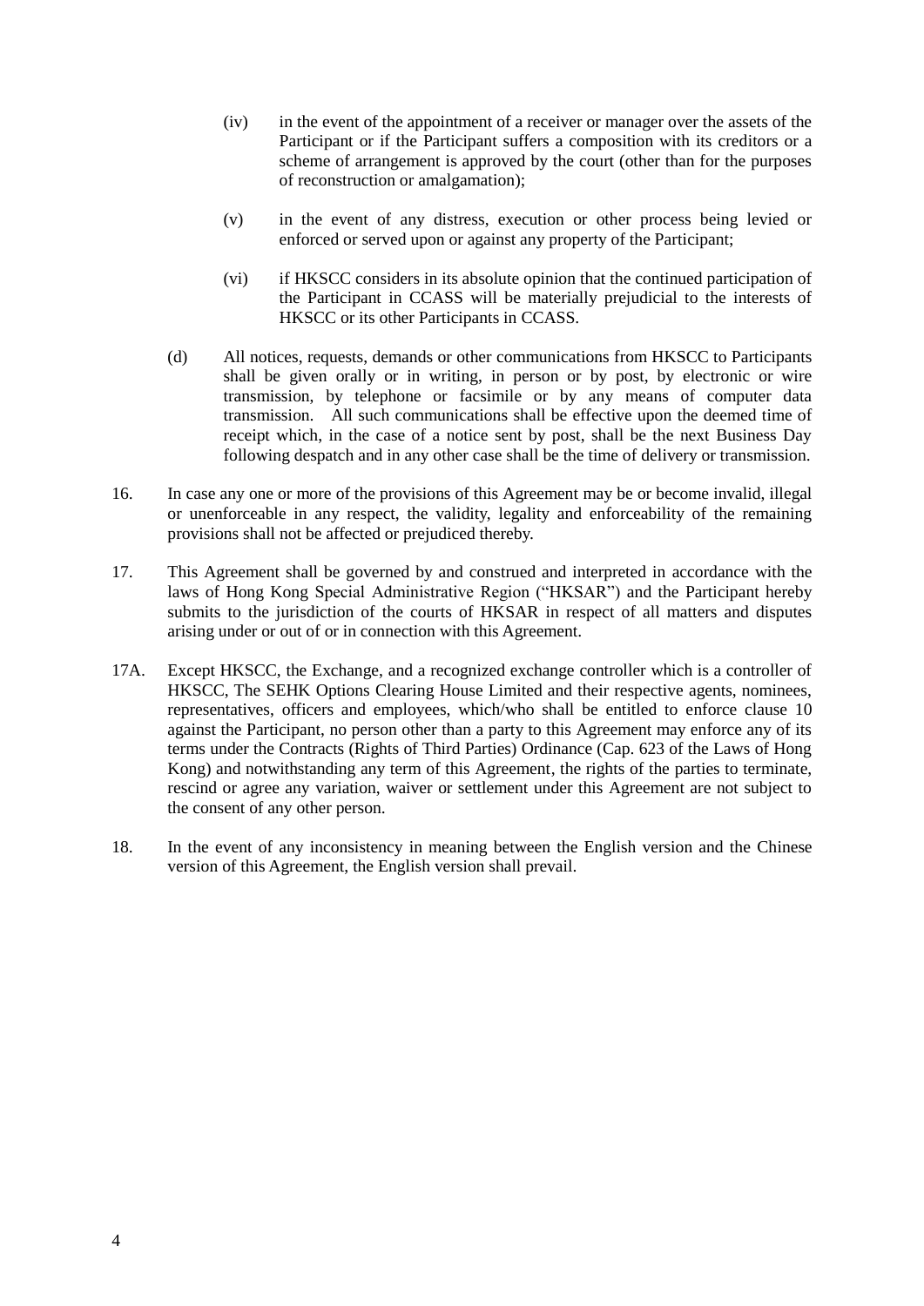(iv) in the event of the appointment of a receiver or manager over the assets of the Participant or if the Participant suffers a composition with its creditors or a scheme of arrangement is approved by the court (other than for the purposes of reconstruction or amalgamation);

(v) in the event of any distress, execution or other process being levied or enforced or served upon or against any property of the Participant;

(vi) if HKSCC considers in its absolute opinion that the continued participation of the Participant in CCASS will be materially prejudicial to the interests of HKSCC or its other Participants in CCASS.

(d) All notices, requests, demands or other communications from HKSCC to Participants shall be given orally or in writing, in person or by post, by electronic or wire transmission, by telephone or facsimile or by any means of computer data transmission. All such communications shall be effective upon the deemed time of receipt which, in the case of a notice sent by post, shall be the next Business Day following despatch and in any other case shall be the time of delivery or transmission.

16. In case any one or more of the provisions of this Agreement may be or become invalid, illegal or unenforceable in any respect, the validity, legality and enforceability of the remaining provisions shall not be affected or prejudiced thereby.

17. This Agreement shall be governed by and construed and interpreted in accordance with the laws of Hong Kong Special Administrative Region ("HKSAR") and the Participant hereby submits to the jurisdiction of the courts of HKSAR in respect of all matters and disputes arising under or out of or in connection with this Agreement.

17A. Except HKSCC, the Exchange, and a recognized exchange controller which is a controller of HKSCC, The SEHK Options Clearing House Limited and their respective agents, nominees, representatives, officers and employees, which/who shall be entitled to enforce clause 10 against the Participant, no person other than a party to this Agreement may enforce any of its terms under the Contracts (Rights of Third Parties) Ordinance (Cap. 623 of the Laws of Hong Kong) and notwithstanding any term of this Agreement, the rights of the parties to terminate, rescind or agree any variation, waiver or settlement under this Agreement are not subject to the consent of any other person.

18. In the event of any inconsistency in meaning between the English version and the Chinese version of this Agreement, the English version shall prevail.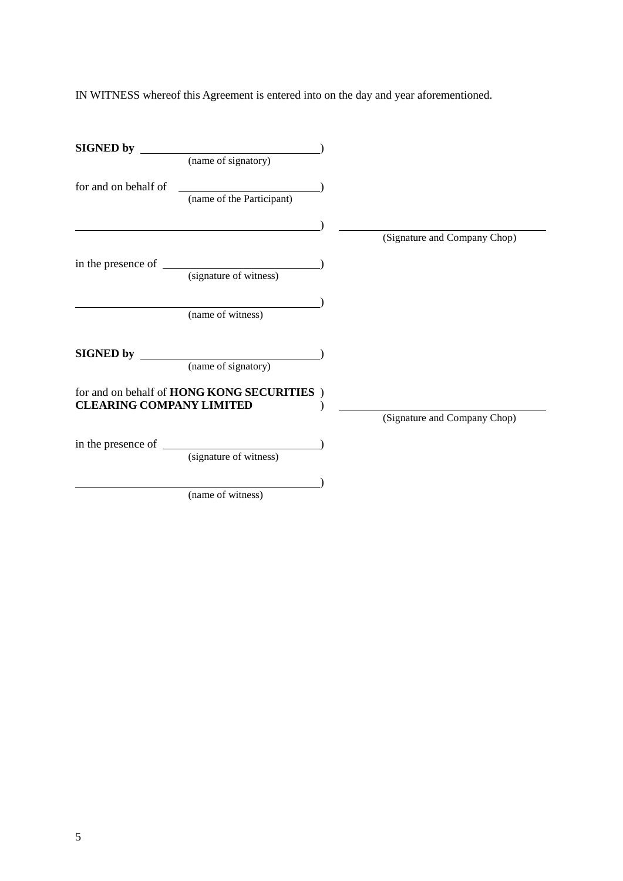IN WITNESS whereof this Agreement is entered into on the day and year aforementioned.

**SIGNED by** \_\_\_\_\_\_\_\_\_\_\_\_\_\_\_\_\_\_\_\_\_\_\_\_\_\_\_\_\_\_ )
(name of signatory)

for and on behalf of \_\_\_\_\_\_\_\_\_\_\_\_\_\_\_\_\_\_\_\_\_\_\_\_\_\_ )
(name of the Participant)

\_\_\_\_\_\_\_\_\_\_\_\_\_\_\_\_\_\_\_\_\_\_\_\_\_\_\_\_\_\_\_\_\_\_\_\_\_\_\_\_\_\_ ) \_\_\_\_\_\_\_\_\_\_\_\_\_\_\_\_\_\_\_\_\_\_\_\_\_\_\_\_\_\_\_\_\_\_
(Signature and Company Chop)

in the presence of \_\_\_\_\_\_\_\_\_\_\_\_\_\_\_\_\_\_\_\_\_\_\_\_\_\_\_ )
(signature of witness)

\_\_\_\_\_\_\_\_\_\_\_\_\_\_\_\_\_\_\_\_\_\_\_\_\_\_\_\_\_\_\_\_\_\_\_\_\_\_\_\_\_\_ )
(name of witness)

**SIGNED by** \_\_\_\_\_\_\_\_\_\_\_\_\_\_\_\_\_\_\_\_\_\_\_\_\_\_\_\_\_\_ )
(name of signatory)

for and on behalf of **HONG KONG SECURITIES** )
**CLEARING COMPANY LIMITED** ) \_\_\_\_\_\_\_\_\_\_\_\_\_\_\_\_\_\_\_\_\_\_\_\_\_\_\_\_\_\_\_\_\_\_
(Signature and Company Chop)

in the presence of \_\_\_\_\_\_\_\_\_\_\_\_\_\_\_\_\_\_\_\_\_\_\_\_\_\_\_ )
(signature of witness)

\_\_\_\_\_\_\_\_\_\_\_\_\_\_\_\_\_\_\_\_\_\_\_\_\_\_\_\_\_\_\_\_\_\_\_\_\_\_\_\_\_\_ )
(name of witness)